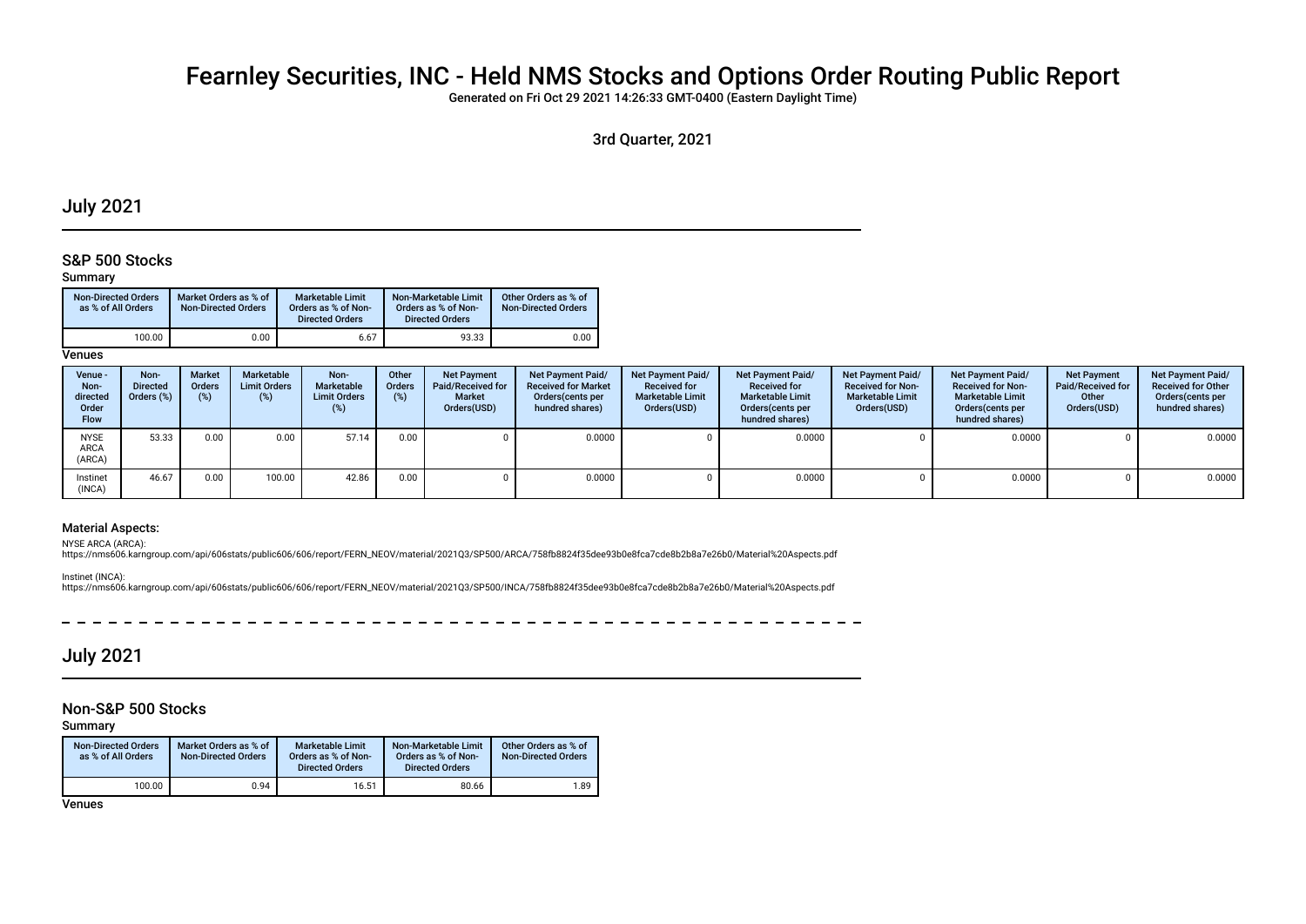# Fearnley Securities, INC - Held NMS Stocks and Options Order Routing Public Report

Generated on Fri Oct 29 2021 14:26:33 GMT-0400 (Eastern Daylight Time)

3rd Quarter, 2021

## July 2021

### S&P 500 Stocks

Summary

| Non-Directed Orders as % of All Orders | Market Orders as % of Non-Directed Orders | Marketable Limit Orders as % of Non-Directed Orders | Non-Marketable Limit Orders as % of Non-Directed Orders | Other Orders as % of Non-Directed Orders |
|---|---|---|---|---|
| 100.00 | 0.00 | 6.67 | 93.33 | 0.00 |

Venues

| Venue - Non-directed Order Flow | Non-Directed Orders (%) | Market Orders (%) | Marketable Limit Orders (%) | Non-Marketable Limit Orders (%) | Other Orders (%) | Net Payment Paid/Received for Market Orders(USD) | Net Payment Paid/Received for Market Orders(cents per hundred shares) | Net Payment Paid/Received for Marketable Limit Orders(USD) | Net Payment Paid/Received for Marketable Limit Orders(cents per hundred shares) | Net Payment Paid/Received for Non-Marketable Limit Orders(USD) | Net Payment Paid/Received for Non-Marketable Limit Orders(cents per hundred shares) | Net Payment Paid/Received for Other Orders(USD) | Net Payment Paid/Received for Other Orders(cents per hundred shares) |
|---|---|---|---|---|---|---|---|---|---|---|---|---|---|
| NYSE ARCA (ARCA) | 53.33 | 0.00 | 0.00 | 57.14 | 0.00 | 0 | 0.0000 | 0 | 0.0000 | 0 | 0.0000 | 0 | 0.0000 |
| Instinet (INCA) | 46.67 | 0.00 | 100.00 | 42.86 | 0.00 | 0 | 0.0000 | 0 | 0.0000 | 0 | 0.0000 | 0 | 0.0000 |

#### Material Aspects:

NYSE ARCA (ARCA):
https://nms606.karngroup.com/api/606stats/public606/606/report/FERN_NEOV/material/2021Q3/SP500/ARCA/758fb8824f35dee93b0e8fca7cde8b2b8a7e26b0/Material%20Aspects.pdf

Instinet (INCA):
https://nms606.karngroup.com/api/606stats/public606/606/report/FERN_NEOV/material/2021Q3/SP500/INCA/758fb8824f35dee93b0e8fca7cde8b2b8a7e26b0/Material%20Aspects.pdf

## July 2021

### Non-S&P 500 Stocks

Summary

| Non-Directed Orders as % of All Orders | Market Orders as % of Non-Directed Orders | Marketable Limit Orders as % of Non-Directed Orders | Non-Marketable Limit Orders as % of Non-Directed Orders | Other Orders as % of Non-Directed Orders |
|---|---|---|---|---|
| 100.00 | 0.94 | 16.51 | 80.66 | 1.89 |

Venues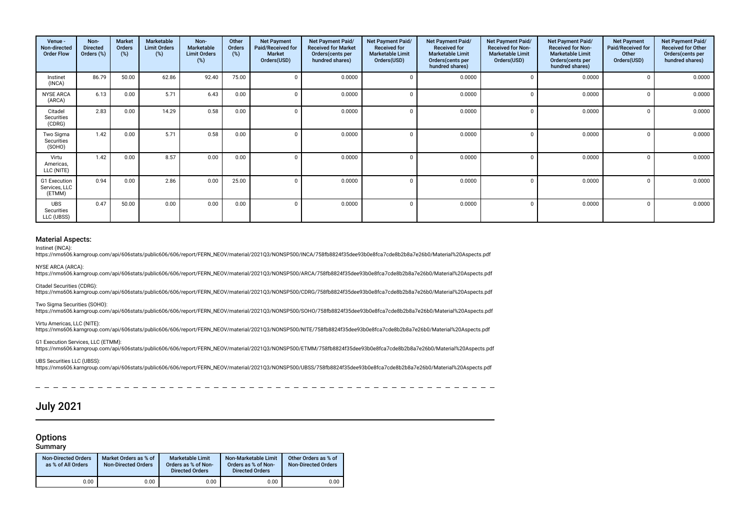| Venue - Non-directed Order Flow | Non-Directed Orders (%) | Market Orders (%) | Marketable Limit Orders (%) | Non-Marketable Limit Orders (%) | Other Orders (%) | Net Payment Paid/Received for Market Orders(USD) | Net Payment Paid/ Received for Market Orders(cents per hundred shares) | Net Payment Paid/ Received for Marketable Limit Orders(USD) | Net Payment Paid/ Received for Marketable Limit Orders(cents per hundred shares) | Net Payment Paid/ Received for Non-Marketable Limit Orders(USD) | Net Payment Paid/ Received for Non-Marketable Limit Orders(cents per hundred shares) | Net Payment Paid/Received for Other Orders(USD) | Net Payment Paid/ Received for Other Orders(cents per hundred shares) |
|---|---|---|---|---|---|---|---|---|---|---|---|---|---|
| Instinet (INCA) | 86.79 | 50.00 | 62.86 | 92.40 | 75.00 | 0 | 0.0000 | 0 | 0.0000 | 0 | 0.0000 | 0 | 0.0000 |
| NYSE ARCA (ARCA) | 6.13 | 0.00 | 5.71 | 6.43 | 0.00 | 0 | 0.0000 | 0 | 0.0000 | 0 | 0.0000 | 0 | 0.0000 |
| Citadel Securities (CDRG) | 2.83 | 0.00 | 14.29 | 0.58 | 0.00 | 0 | 0.0000 | 0 | 0.0000 | 0 | 0.0000 | 0 | 0.0000 |
| Two Sigma Securities (SOHO) | 1.42 | 0.00 | 5.71 | 0.58 | 0.00 | 0 | 0.0000 | 0 | 0.0000 | 0 | 0.0000 | 0 | 0.0000 |
| Virtu Americas, LLC (NITE) | 1.42 | 0.00 | 8.57 | 0.00 | 0.00 | 0 | 0.0000 | 0 | 0.0000 | 0 | 0.0000 | 0 | 0.0000 |
| G1 Execution Services, LLC (ETMM) | 0.94 | 0.00 | 2.86 | 0.00 | 25.00 | 0 | 0.0000 | 0 | 0.0000 | 0 | 0.0000 | 0 | 0.0000 |
| UBS Securities LLC (UBSS) | 0.47 | 50.00 | 0.00 | 0.00 | 0.00 | 0 | 0.0000 | 0 | 0.0000 | 0 | 0.0000 | 0 | 0.0000 |

### Material Aspects:

Instinet (INCA):
https://nms606.karngroup.com/api/606stats/public606/606/report/FERN_NEOV/material/2021Q3/NONSP500/INCA/758fb8824f35dee93b0e8fca7cde8b2b8a7e26b0/Material%20Aspects.pdf

NYSE ARCA (ARCA):
https://nms606.karngroup.com/api/606stats/public606/606/report/FERN_NEOV/material/2021Q3/NONSP500/ARCA/758fb8824f35dee93b0e8fca7cde8b2b8a7e26b0/Material%20Aspects.pdf

Citadel Securities (CDRG):
https://nms606.karngroup.com/api/606stats/public606/606/report/FERN_NEOV/material/2021Q3/NONSP500/CDRG/758fb8824f35dee93b0e8fca7cde8b2b8a7e26b0/Material%20Aspects.pdf

Two Sigma Securities (SOHO):
https://nms606.karngroup.com/api/606stats/public606/606/report/FERN_NEOV/material/2021Q3/NONSP500/SOHO/758fb8824f35dee93b0e8fca7cde8b2b8a7e26b0/Material%20Aspects.pdf

Virtu Americas, LLC (NITE):
https://nms606.karngroup.com/api/606stats/public606/606/report/FERN_NEOV/material/2021Q3/NONSP500/NITE/758fb8824f35dee93b0e8fca7cde8b2b8a7e26b0/Material%20Aspects.pdf

G1 Execution Services, LLC (ETMM):
https://nms606.karngroup.com/api/606stats/public606/606/report/FERN_NEOV/material/2021Q3/NONSP500/ETMM/758fb8824f35dee93b0e8fca7cde8b2b8a7e26b0/Material%20Aspects.pdf

UBS Securities LLC (UBSS):
https://nms606.karngroup.com/api/606stats/public606/606/report/FERN_NEOV/material/2021Q3/NONSP500/UBSS/758fb8824f35dee93b0e8fca7cde8b2b8a7e26b0/Material%20Aspects.pdf

# July 2021

## Options

### Summary

| Non-Directed Orders as % of All Orders | Market Orders as % of Non-Directed Orders | Marketable Limit Orders as % of Non-Directed Orders | Non-Marketable Limit Orders as % of Non-Directed Orders | Other Orders as % of Non-Directed Orders |
|---|---|---|---|---|
| 0.00 | 0.00 | 0.00 | 0.00 | 0.00 |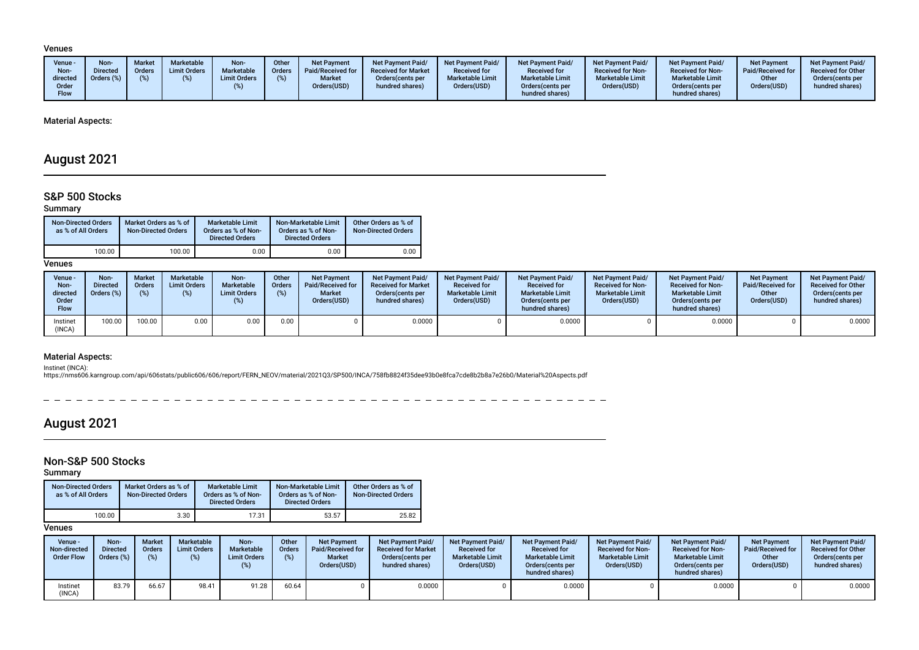### Venues

| Venue - Non-directed Order Flow | Non-Directed Orders (%) | Market Orders (%) | Marketable Limit Orders (%) | Non-Marketable Limit Orders (%) | Other Orders (%) | Net Payment Paid/Received for Market Orders(USD) | Net Payment Paid/Received for Market Orders(cents per hundred shares) | Net Payment Paid/Received for Marketable Limit Orders(USD) | Net Payment Paid/Received for Marketable Limit Orders(cents per hundred shares) | Net Payment Paid/Received for Non-Marketable Limit Orders(USD) | Net Payment Paid/Received for Non-Marketable Limit Orders(cents per hundred shares) | Net Payment Paid/Received for Other Orders(USD) | Net Payment Paid/Received for Other Orders(cents per hundred shares) |
|---|---|---|---|---|---|---|---|---|---|---|---|---|---|

### Material Aspects:

# August 2021

## S&P 500 Stocks

### Summary

| Non-Directed Orders as % of All Orders | Market Orders as % of Non-Directed Orders | Marketable Limit Orders as % of Non-Directed Orders | Non-Marketable Limit Orders as % of Non-Directed Orders | Other Orders as % of Non-Directed Orders |
|---|---|---|---|---|
| 100.00 | 100.00 | 0.00 | 0.00 | 0.00 |

### Venues

| Venue - Non-directed Order Flow | Non-Directed Orders (%) | Market Orders (%) | Marketable Limit Orders (%) | Non-Marketable Limit Orders (%) | Other Orders (%) | Net Payment Paid/Received for Market Orders(USD) | Net Payment Paid/Received for Market Orders(cents per hundred shares) | Net Payment Paid/Received for Marketable Limit Orders(USD) | Net Payment Paid/Received for Marketable Limit Orders(cents per hundred shares) | Net Payment Paid/Received for Non-Marketable Limit Orders(USD) | Net Payment Paid/Received for Non-Marketable Limit Orders(cents per hundred shares) | Net Payment Paid/Received for Other Orders(USD) | Net Payment Paid/Received for Other Orders(cents per hundred shares) |
|---|---|---|---|---|---|---|---|---|---|---|---|---|---|
| Instinet (INCA) | 100.00 | 100.00 | 0.00 | 0.00 | 0.00 | 0 | 0.0000 | 0 | 0.0000 | 0 | 0.0000 | 0 | 0.0000 |

### Material Aspects:

Instinet (INCA):
https://nms606.karngroup.com/api/606stats/public606/606/report/FERN_NEOV/material/2021Q3/SP500/INCA/758fb8824f35dee93b0e8fca7cde8b2b8a7e26b0/Material%20Aspects.pdf

# August 2021

## Non-S&P 500 Stocks

### Summary

| Non-Directed Orders as % of All Orders | Market Orders as % of Non-Directed Orders | Marketable Limit Orders as % of Non-Directed Orders | Non-Marketable Limit Orders as % of Non-Directed Orders | Other Orders as % of Non-Directed Orders |
|---|---|---|---|---|
| 100.00 | 3.30 | 17.31 | 53.57 | 25.82 |

### Venues

| Venue - Non-directed Order Flow | Non-Directed Orders (%) | Market Orders (%) | Marketable Limit Orders (%) | Non-Marketable Limit Orders (%) | Other Orders (%) | Net Payment Paid/Received for Market Orders(USD) | Net Payment Paid/Received for Market Orders(cents per hundred shares) | Net Payment Paid/Received for Marketable Limit Orders(USD) | Net Payment Paid/Received for Marketable Limit Orders(cents per hundred shares) | Net Payment Paid/Received for Non-Marketable Limit Orders(USD) | Net Payment Paid/Received for Non-Marketable Limit Orders(cents per hundred shares) | Net Payment Paid/Received for Other Orders(USD) | Net Payment Paid/Received for Other Orders(cents per hundred shares) |
|---|---|---|---|---|---|---|---|---|---|---|---|---|---|
| Instinet (INCA) | 83.79 | 66.67 | 98.41 | 91.28 | 60.64 | 0 | 0.0000 | 0 | 0.0000 | 0 | 0.0000 | 0 | 0.0000 |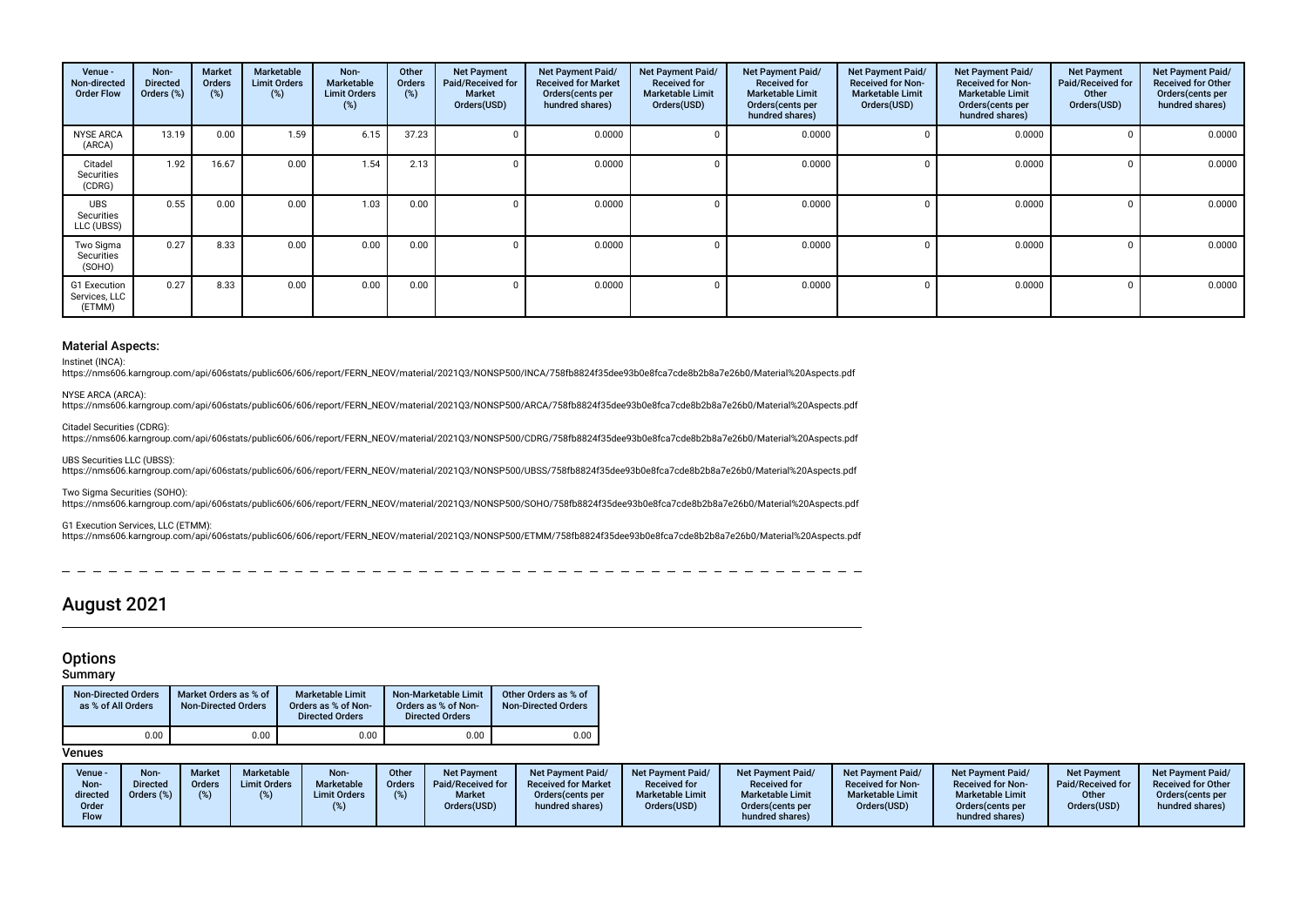| Venue - Non-directed Order Flow | Non-Directed Orders (%) | Market Orders (%) | Marketable Limit Orders (%) | Non-Marketable Limit Orders (%) | Other Orders (%) | Net Payment Paid/Received for Market Orders(USD) | Net Payment Paid/ Received for Market Orders(cents per hundred shares) | Net Payment Paid/ Received for Marketable Limit Orders(USD) | Net Payment Paid/ Received for Marketable Limit Orders(cents per hundred shares) | Net Payment Paid/ Received for Non-Marketable Limit Orders(USD) | Net Payment Paid/ Received for Non-Marketable Limit Orders(cents per hundred shares) | Net Payment Paid/Received for Other Orders(USD) | Net Payment Paid/ Received for Other Orders(cents per hundred shares) |
|---|---|---|---|---|---|---|---|---|---|---|---|---|---|
| NYSE ARCA (ARCA) | 13.19 | 0.00 | 1.59 | 6.15 | 37.23 | 0 | 0.0000 | 0 | 0.0000 | 0 | 0.0000 | 0 | 0.0000 |
| Citadel Securities (CDRG) | 1.92 | 16.67 | 0.00 | 1.54 | 2.13 | 0 | 0.0000 | 0 | 0.0000 | 0 | 0.0000 | 0 | 0.0000 |
| UBS Securities LLC (UBSS) | 0.55 | 0.00 | 0.00 | 1.03 | 0.00 | 0 | 0.0000 | 0 | 0.0000 | 0 | 0.0000 | 0 | 0.0000 |
| Two Sigma Securities (SOHO) | 0.27 | 8.33 | 0.00 | 0.00 | 0.00 | 0 | 0.0000 | 0 | 0.0000 | 0 | 0.0000 | 0 | 0.0000 |
| G1 Execution Services, LLC (ETMM) | 0.27 | 8.33 | 0.00 | 0.00 | 0.00 | 0 | 0.0000 | 0 | 0.0000 | 0 | 0.0000 | 0 | 0.0000 |

### Material Aspects:

Instinet (INCA):
https://nms606.karngroup.com/api/606stats/public606/606/report/FERN_NEOV/material/2021Q3/NONSP500/INCA/758fb8824f35dee93b0e8fca7cde8b2b8a7e26b0/Material%20Aspects.pdf

NYSE ARCA (ARCA):
https://nms606.karngroup.com/api/606stats/public606/606/report/FERN_NEOV/material/2021Q3/NONSP500/ARCA/758fb8824f35dee93b0e8fca7cde8b2b8a7e26b0/Material%20Aspects.pdf

Citadel Securities (CDRG):
https://nms606.karngroup.com/api/606stats/public606/606/report/FERN_NEOV/material/2021Q3/NONSP500/CDRG/758fb8824f35dee93b0e8fca7cde8b2b8a7e26b0/Material%20Aspects.pdf

UBS Securities LLC (UBSS):
https://nms606.karngroup.com/api/606stats/public606/606/report/FERN_NEOV/material/2021Q3/NONSP500/UBSS/758fb8824f35dee93b0e8fca7cde8b2b8a7e26b0/Material%20Aspects.pdf

Two Sigma Securities (SOHO):
https://nms606.karngroup.com/api/606stats/public606/606/report/FERN_NEOV/material/2021Q3/NONSP500/SOHO/758fb8824f35dee93b0e8fca7cde8b2b8a7e26b0/Material%20Aspects.pdf

G1 Execution Services, LLC (ETMM):
https://nms606.karngroup.com/api/606stats/public606/606/report/FERN_NEOV/material/2021Q3/NONSP500/ETMM/758fb8824f35dee93b0e8fca7cde8b2b8a7e26b0/Material%20Aspects.pdf

# August 2021

## Options

### Summary

| Non-Directed Orders as % of All Orders | Market Orders as % of Non-Directed Orders | Marketable Limit Orders as % of Non-Directed Orders | Non-Marketable Limit Orders as % of Non-Directed Orders | Other Orders as % of Non-Directed Orders |
|---|---|---|---|---|
| 0.00 | 0.00 | 0.00 | 0.00 | 0.00 |

### Venues

| Venue - Non-directed Order Flow | Non-Directed Orders (%) | Market Orders (%) | Marketable Limit Orders (%) | Non-Marketable Limit Orders (%) | Other Orders (%) | Net Payment Paid/Received for Market Orders(USD) | Net Payment Paid/ Received for Market Orders(cents per hundred shares) | Net Payment Paid/ Received for Marketable Limit Orders(USD) | Net Payment Paid/ Received for Marketable Limit Orders(cents per hundred shares) | Net Payment Paid/ Received for Non-Marketable Limit Orders(USD) | Net Payment Paid/ Received for Non-Marketable Limit Orders(cents per hundred shares) | Net Payment Paid/Received for Other Orders(USD) | Net Payment Paid/ Received for Other Orders(cents per hundred shares) |
|---|---|---|---|---|---|---|---|---|---|---|---|---|---|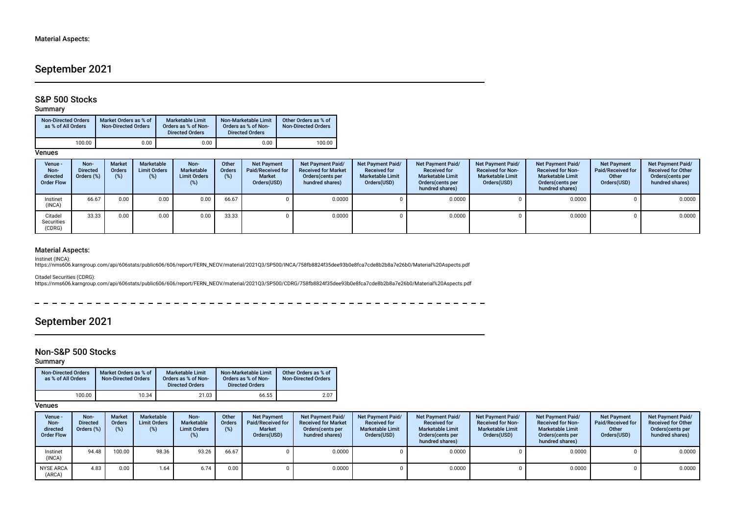Material Aspects:

# September 2021

## S&P 500 Stocks

### Summary

| Non-Directed Orders as % of All Orders | Market Orders as % of Non-Directed Orders | Marketable Limit Orders as % of Non-Directed Orders | Non-Marketable Limit Orders as % of Non-Directed Orders | Other Orders as % of Non-Directed Orders |
|---|---|---|---|---|
| 100.00 | 0.00 | 0.00 | 0.00 | 100.00 |

### Venues

| Venue - Non-directed Order Flow | Non-Directed Orders (%) | Market Orders (%) | Marketable Limit Orders (%) | Non-Marketable Limit Orders (%) | Other Orders (%) | Net Payment Paid/Received for Market Orders(USD) | Net Payment Paid/Received for Market Orders(cents per hundred shares) | Net Payment Paid/Received for Marketable Limit Orders(USD) | Net Payment Paid/Received for Marketable Limit Orders(cents per hundred shares) | Net Payment Paid/Received for Non-Marketable Limit Orders(USD) | Net Payment Paid/Received for Non-Marketable Limit Orders(cents per hundred shares) | Net Payment Paid/Received for Other Orders(USD) | Net Payment Paid/Received for Other Orders(cents per hundred shares) |
|---|---|---|---|---|---|---|---|---|---|---|---|---|---|
| Instinet (INCA) | 66.67 | 0.00 | 0.00 | 0.00 | 66.67 | 0 | 0.0000 | 0 | 0.0000 | 0 | 0.0000 | 0 | 0.0000 |
| Citadel Securities (CDRG) | 33.33 | 0.00 | 0.00 | 0.00 | 33.33 | 0 | 0.0000 | 0 | 0.0000 | 0 | 0.0000 | 0 | 0.0000 |

### Material Aspects:

Instinet (INCA):
https://nms606.karngroup.com/api/606stats/public606/606/report/FERN_NEOV/material/2021Q3/SP500/INCA/758fb8824f35dee93b0e8fca7cde8b2b8a7e26b0/Material%20Aspects.pdf

Citadel Securities (CDRG):
https://nms606.karngroup.com/api/606stats/public606/606/report/FERN_NEOV/material/2021Q3/SP500/CDRG/758fb8824f35dee93b0e8fca7cde8b2b8a7e26b0/Material%20Aspects.pdf

# September 2021

## Non-S&P 500 Stocks

### Summary

| Non-Directed Orders as % of All Orders | Market Orders as % of Non-Directed Orders | Marketable Limit Orders as % of Non-Directed Orders | Non-Marketable Limit Orders as % of Non-Directed Orders | Other Orders as % of Non-Directed Orders |
|---|---|---|---|---|
| 100.00 | 10.34 | 21.03 | 66.55 | 2.07 |

### Venues

| Venue - Non-directed Order Flow | Non-Directed Orders (%) | Market Orders (%) | Marketable Limit Orders (%) | Non-Marketable Limit Orders (%) | Other Orders (%) | Net Payment Paid/Received for Market Orders(USD) | Net Payment Paid/Received for Market Orders(cents per hundred shares) | Net Payment Paid/Received for Marketable Limit Orders(USD) | Net Payment Paid/Received for Marketable Limit Orders(cents per hundred shares) | Net Payment Paid/Received for Non-Marketable Limit Orders(USD) | Net Payment Paid/Received for Non-Marketable Limit Orders(cents per hundred shares) | Net Payment Paid/Received for Other Orders(USD) | Net Payment Paid/Received for Other Orders(cents per hundred shares) |
|---|---|---|---|---|---|---|---|---|---|---|---|---|---|
| Instinet (INCA) | 94.48 | 100.00 | 98.36 | 93.26 | 66.67 | 0 | 0.0000 | 0 | 0.0000 | 0 | 0.0000 | 0 | 0.0000 |
| NYSE ARCA (ARCA) | 4.83 | 0.00 | 1.64 | 6.74 | 0.00 | 0 | 0.0000 | 0 | 0.0000 | 0 | 0.0000 | 0 | 0.0000 |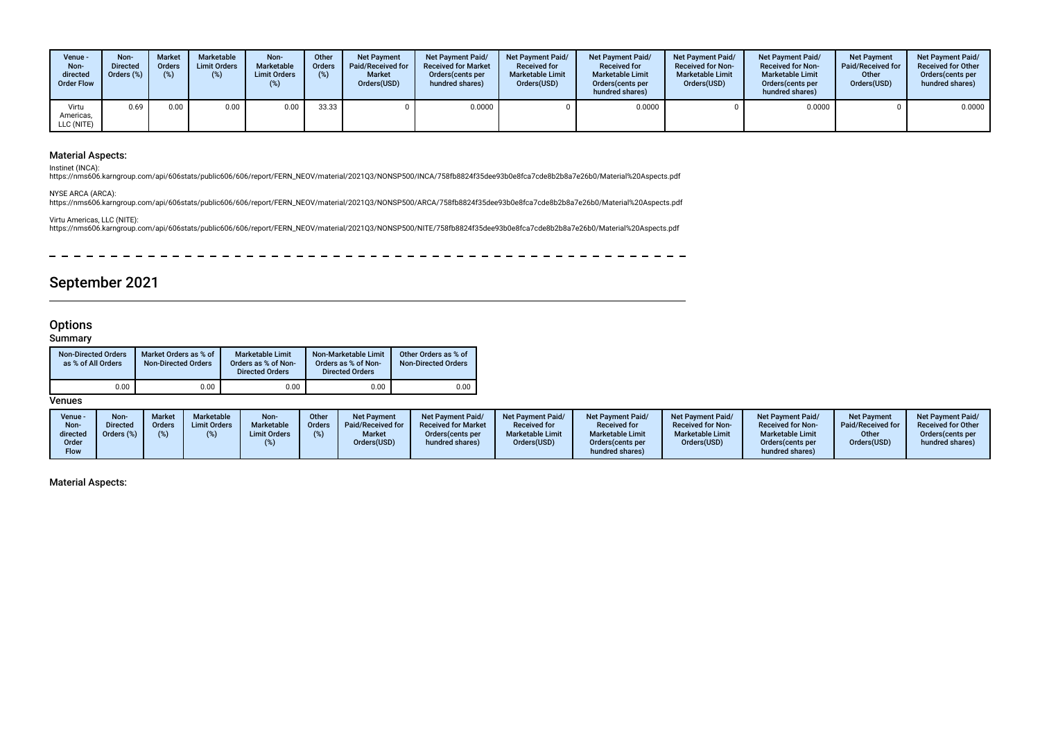| Venue - Non-directed Order Flow | Non-Directed Orders (%) | Market Orders (%) | Marketable Limit Orders (%) | Non-Marketable Limit Orders (%) | Other Orders (%) | Net Payment Paid/Received for Market Orders(USD) | Net Payment Paid/Received for Market Orders(cents per hundred shares) | Net Payment Paid/Received for Marketable Limit Orders(USD) | Net Payment Paid/Received for Marketable Limit Orders(cents per hundred shares) | Net Payment Paid/Received for Non-Marketable Limit Orders(USD) | Net Payment Paid/Received for Non-Marketable Limit Orders(cents per hundred shares) | Net Payment Paid/Received for Other Orders(USD) | Net Payment Paid/Received for Other Orders(cents per hundred shares) |
|---|---|---|---|---|---|---|---|---|---|---|---|---|---|
| Virtu Americas, LLC (NITE) | 0.69 | 0.00 | 0.00 | 0.00 | 33.33 | 0 | 0.0000 | 0 | 0.0000 | 0 | 0.0000 | 0 | 0.0000 |

### Material Aspects:

Instinet (INCA):
https://nms606.karngroup.com/api/606stats/public606/606/report/FERN_NEOV/material/2021Q3/NONSP500/INCA/758fb8824f35dee93b0e8fca7cde8b2b8a7e26b0/Material%20Aspects.pdf

NYSE ARCA (ARCA):
https://nms606.karngroup.com/api/606stats/public606/606/report/FERN_NEOV/material/2021Q3/NONSP500/ARCA/758fb8824f35dee93b0e8fca7cde8b2b8a7e26b0/Material%20Aspects.pdf

Virtu Americas, LLC (NITE):
https://nms606.karngroup.com/api/606stats/public606/606/report/FERN_NEOV/material/2021Q3/NONSP500/NITE/758fb8824f35dee93b0e8fca7cde8b2b8a7e26b0/Material%20Aspects.pdf

# September 2021

## Options

### Summary

| Non-Directed Orders as % of All Orders | Market Orders as % of Non-Directed Orders | Marketable Limit Orders as % of Non-Directed Orders | Non-Marketable Limit Orders as % of Non-Directed Orders | Other Orders as % of Non-Directed Orders |
|---|---|---|---|---|
| 0.00 | 0.00 | 0.00 | 0.00 | 0.00 |

### Venues

| Venue - Non-directed Order Flow | Non-Directed Orders (%) | Market Orders (%) | Marketable Limit Orders (%) | Non-Marketable Limit Orders (%) | Other Orders (%) | Net Payment Paid/Received for Market Orders(USD) | Net Payment Paid/Received for Market Orders(cents per hundred shares) | Net Payment Paid/Received for Marketable Limit Orders(USD) | Net Payment Paid/Received for Marketable Limit Orders(cents per hundred shares) | Net Payment Paid/Received for Non-Marketable Limit Orders(USD) | Net Payment Paid/Received for Non-Marketable Limit Orders(cents per hundred shares) | Net Payment Paid/Received for Other Orders(USD) | Net Payment Paid/Received for Other Orders(cents per hundred shares) |
|---|---|---|---|---|---|---|---|---|---|---|---|---|---|

### Material Aspects: